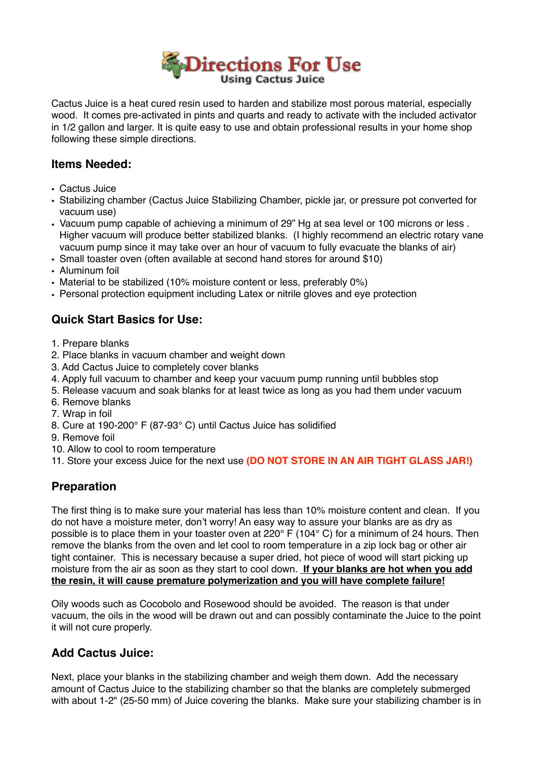# Directions For Use

## Using Cactus Juice

Cactus Juice is a heat cured resin used to harden and stabilize most porous material, especially wood. It comes pre-activated in pints and quarts and ready to activate with the included activator in 1/2 gallon and larger. It is quite easy to use and obtain professional results in your home shop following these simple directions.

### Items Needed:

- Cactus Juice
- Stabilizing chamber (Cactus Juice Stabilizing Chamber, pickle jar, or pressure pot converted for vacuum use)
- Vacuum pump capable of achieving a minimum of 29" Hg at sea level or 100 microns or less . Higher vacuum will produce better stabilized blanks. (I highly recommend an electric rotary vane vacuum pump since it may take over an hour of vacuum to fully evacuate the blanks of air)
- Small toaster oven (often available at second hand stores for around $10)
- Aluminum foil
- Material to be stabilized (10% moisture content or less, preferably 0%)
- Personal protection equipment including Latex or nitrile gloves and eye protection

### Quick Start Basics for Use:

1. Prepare blanks
2. Place blanks in vacuum chamber and weight down
3. Add Cactus Juice to completely cover blanks
4. Apply full vacuum to chamber and keep your vacuum pump running until bubbles stop
5. Release vacuum and soak blanks for at least twice as long as you had them under vacuum
6. Remove blanks
7. Wrap in foil
8. Cure at 190-200° F (87-93° C) until Cactus Juice has solidified
9. Remove foil
10. Allow to cool to room temperature
11. Store your excess Juice for the next use **(DO NOT STORE IN AN AIR TIGHT GLASS JAR!)**

### Preparation

The first thing is to make sure your material has less than 10% moisture content and clean. If you do not have a moisture meter, don't worry! An easy way to assure your blanks are as dry as possible is to place them in your toaster oven at 220° F (104° C) for a minimum of 24 hours. Then remove the blanks from the oven and let cool to room temperature in a zip lock bag or other air tight container. This is necessary because a super dried, hot piece of wood will start picking up moisture from the air as soon as they start to cool down. **If your blanks are hot when you add the resin, it will cause premature polymerization and you will have complete failure!**

Oily woods such as Cocobolo and Rosewood should be avoided. The reason is that under vacuum, the oils in the wood will be drawn out and can possibly contaminate the Juice to the point it will not cure properly.

### Add Cactus Juice:

Next, place your blanks in the stabilizing chamber and weigh them down. Add the necessary amount of Cactus Juice to the stabilizing chamber so that the blanks are completely submerged with about 1-2" (25-50 mm) of Juice covering the blanks. Make sure your stabilizing chamber is in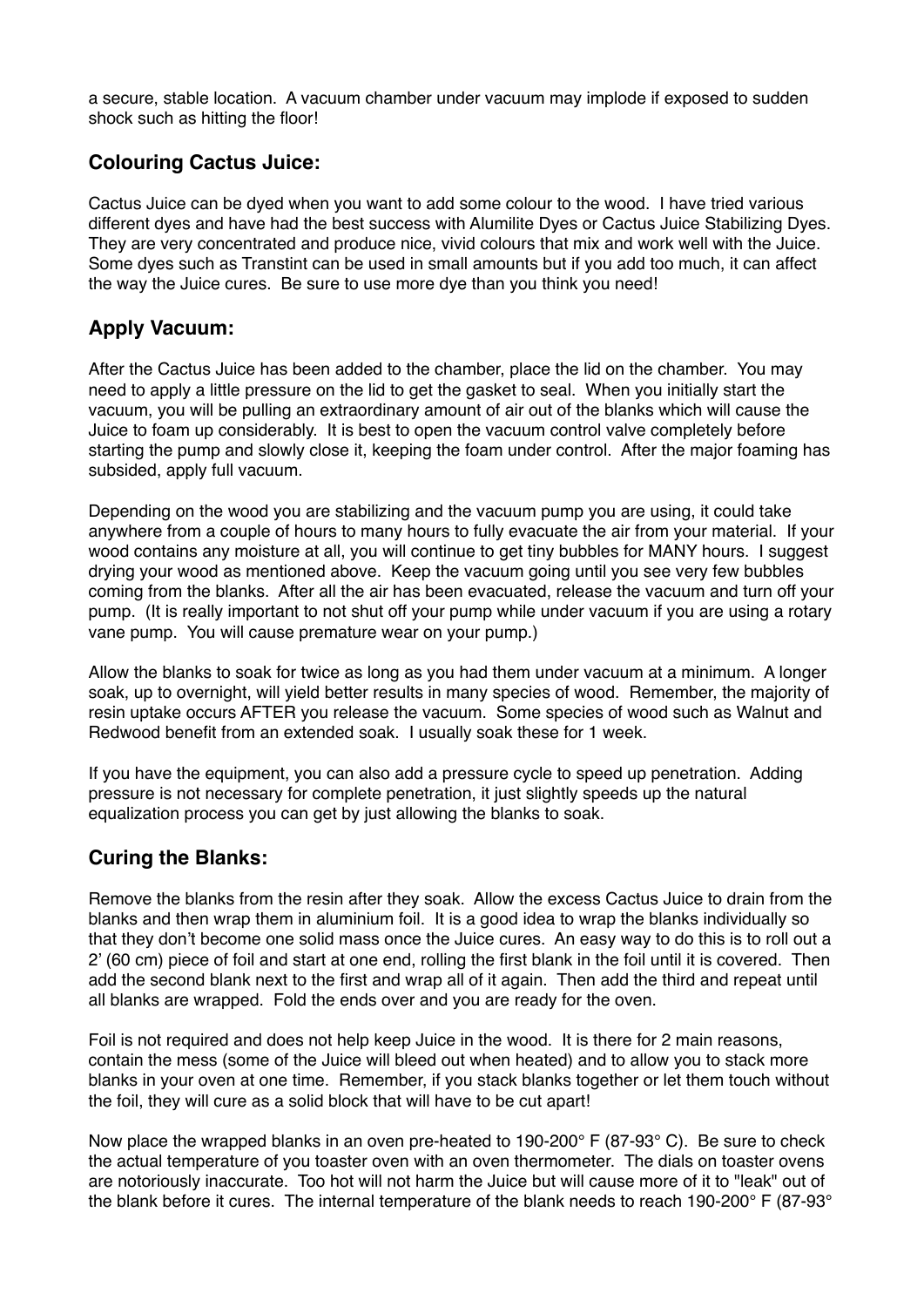a secure, stable location. A vacuum chamber under vacuum may implode if exposed to sudden shock such as hitting the floor!

## Colouring Cactus Juice:

Cactus Juice can be dyed when you want to add some colour to the wood. I have tried various different dyes and have had the best success with Alumilite Dyes or Cactus Juice Stabilizing Dyes. They are very concentrated and produce nice, vivid colours that mix and work well with the Juice. Some dyes such as Transtint can be used in small amounts but if you add too much, it can affect the way the Juice cures. Be sure to use more dye than you think you need!

## Apply Vacuum:

After the Cactus Juice has been added to the chamber, place the lid on the chamber. You may need to apply a little pressure on the lid to get the gasket to seal. When you initially start the vacuum, you will be pulling an extraordinary amount of air out of the blanks which will cause the Juice to foam up considerably. It is best to open the vacuum control valve completely before starting the pump and slowly close it, keeping the foam under control. After the major foaming has subsided, apply full vacuum.

Depending on the wood you are stabilizing and the vacuum pump you are using, it could take anywhere from a couple of hours to many hours to fully evacuate the air from your material. If your wood contains any moisture at all, you will continue to get tiny bubbles for MANY hours. I suggest drying your wood as mentioned above. Keep the vacuum going until you see very few bubbles coming from the blanks. After all the air has been evacuated, release the vacuum and turn off your pump. (It is really important to not shut off your pump while under vacuum if you are using a rotary vane pump. You will cause premature wear on your pump.)

Allow the blanks to soak for twice as long as you had them under vacuum at a minimum. A longer soak, up to overnight, will yield better results in many species of wood. Remember, the majority of resin uptake occurs AFTER you release the vacuum. Some species of wood such as Walnut and Redwood benefit from an extended soak. I usually soak these for 1 week.

If you have the equipment, you can also add a pressure cycle to speed up penetration. Adding pressure is not necessary for complete penetration, it just slightly speeds up the natural equalization process you can get by just allowing the blanks to soak.

## Curing the Blanks:

Remove the blanks from the resin after they soak. Allow the excess Cactus Juice to drain from the blanks and then wrap them in aluminium foil. It is a good idea to wrap the blanks individually so that they don't become one solid mass once the Juice cures. An easy way to do this is to roll out a 2' (60 cm) piece of foil and start at one end, rolling the first blank in the foil until it is covered. Then add the second blank next to the first and wrap all of it again. Then add the third and repeat until all blanks are wrapped. Fold the ends over and you are ready for the oven.

Foil is not required and does not help keep Juice in the wood. It is there for 2 main reasons, contain the mess (some of the Juice will bleed out when heated) and to allow you to stack more blanks in your oven at one time. Remember, if you stack blanks together or let them touch without the foil, they will cure as a solid block that will have to be cut apart!

Now place the wrapped blanks in an oven pre-heated to 190-200° F (87-93° C). Be sure to check the actual temperature of you toaster oven with an oven thermometer. The dials on toaster ovens are notoriously inaccurate. Too hot will not harm the Juice but will cause more of it to "leak" out of the blank before it cures. The internal temperature of the blank needs to reach 190-200° F (87-93°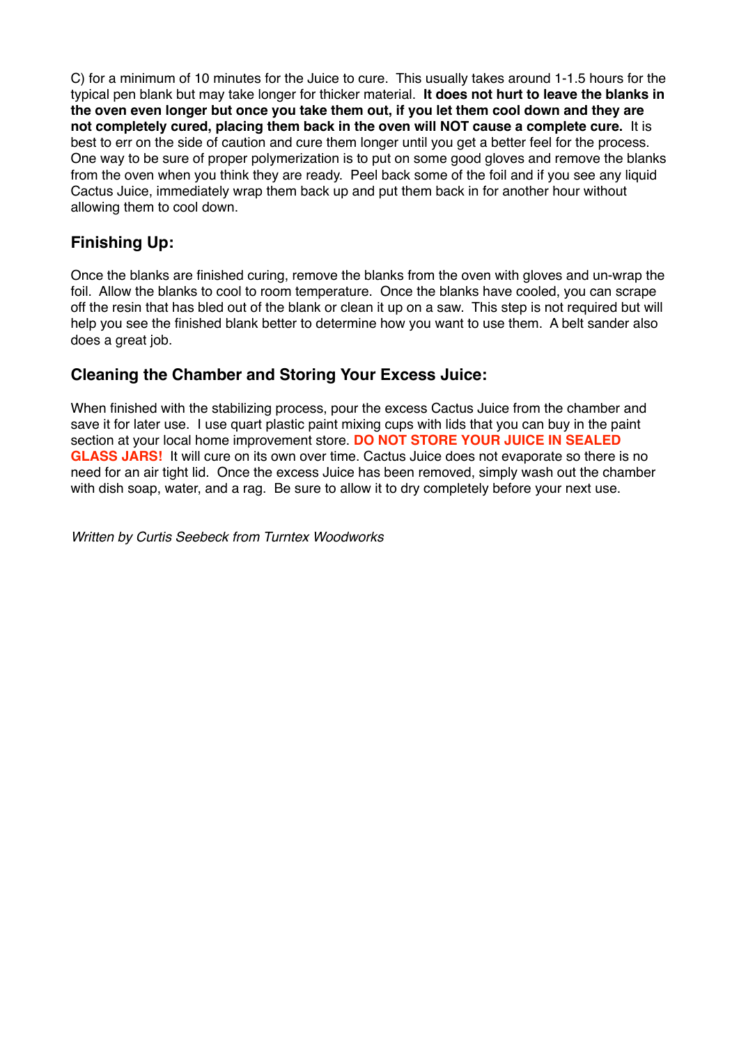C) for a minimum of 10 minutes for the Juice to cure. This usually takes around 1-1.5 hours for the typical pen blank but may take longer for thicker material. **It does not hurt to leave the blanks in the oven even longer but once you take them out, if you let them cool down and they are not completely cured, placing them back in the oven will NOT cause a complete cure.** It is best to err on the side of caution and cure them longer until you get a better feel for the process. One way to be sure of proper polymerization is to put on some good gloves and remove the blanks from the oven when you think they are ready. Peel back some of the foil and if you see any liquid Cactus Juice, immediately wrap them back up and put them back in for another hour without allowing them to cool down.

## Finishing Up:

Once the blanks are finished curing, remove the blanks from the oven with gloves and un-wrap the foil. Allow the blanks to cool to room temperature. Once the blanks have cooled, you can scrape off the resin that has bled out of the blank or clean it up on a saw. This step is not required but will help you see the finished blank better to determine how you want to use them. A belt sander also does a great job.

## Cleaning the Chamber and Storing Your Excess Juice:

When finished with the stabilizing process, pour the excess Cactus Juice from the chamber and save it for later use. I use quart plastic paint mixing cups with lids that you can buy in the paint section at your local home improvement store. **DO NOT STORE YOUR JUICE IN SEALED GLASS JARS!** It will cure on its own over time. Cactus Juice does not evaporate so there is no need for an air tight lid. Once the excess Juice has been removed, simply wash out the chamber with dish soap, water, and a rag. Be sure to allow it to dry completely before your next use.

*Written by Curtis Seebeck from Turntex Woodworks*